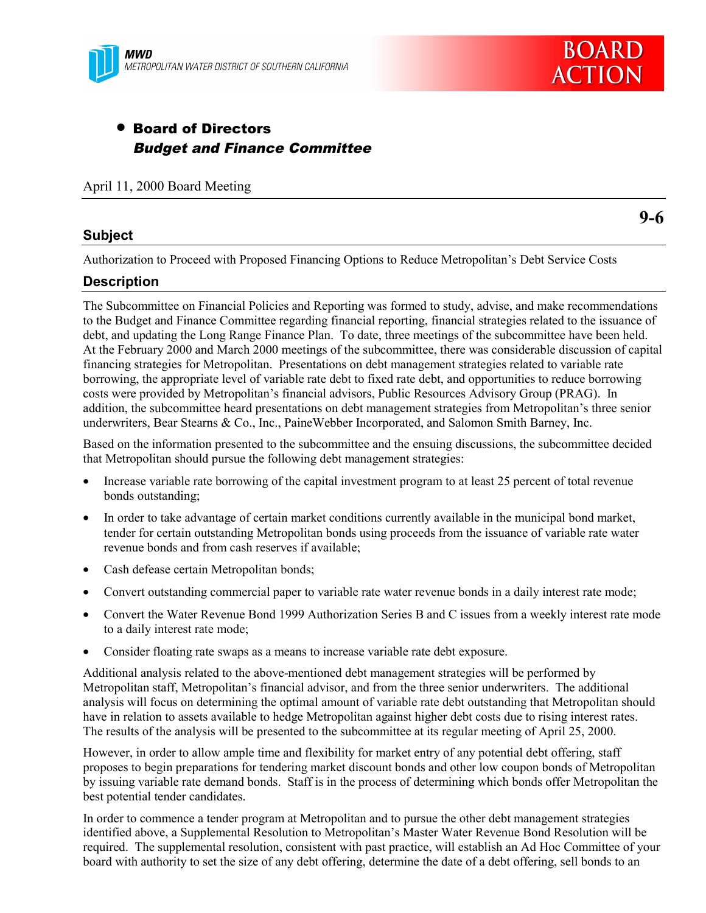MWD
METROPOLITAN WATER DISTRICT OF SOUTHERN CALIFORNIA

BOARD ACTION

- **Board of Directors**
  ***Budget and Finance Committee***

April 11, 2000 Board Meeting

**9-6**

## Subject

Authorization to Proceed with Proposed Financing Options to Reduce Metropolitan's Debt Service Costs

## Description

The Subcommittee on Financial Policies and Reporting was formed to study, advise, and make recommendations to the Budget and Finance Committee regarding financial reporting, financial strategies related to the issuance of debt, and updating the Long Range Finance Plan. To date, three meetings of the subcommittee have been held. At the February 2000 and March 2000 meetings of the subcommittee, there was considerable discussion of capital financing strategies for Metropolitan. Presentations on debt management strategies related to variable rate borrowing, the appropriate level of variable rate debt to fixed rate debt, and opportunities to reduce borrowing costs were provided by Metropolitan's financial advisors, Public Resources Advisory Group (PRAG). In addition, the subcommittee heard presentations on debt management strategies from Metropolitan's three senior underwriters, Bear Stearns & Co., Inc., PaineWebber Incorporated, and Salomon Smith Barney, Inc.

Based on the information presented to the subcommittee and the ensuing discussions, the subcommittee decided that Metropolitan should pursue the following debt management strategies:

- Increase variable rate borrowing of the capital investment program to at least 25 percent of total revenue bonds outstanding;
- In order to take advantage of certain market conditions currently available in the municipal bond market, tender for certain outstanding Metropolitan bonds using proceeds from the issuance of variable rate water revenue bonds and from cash reserves if available;
- Cash defease certain Metropolitan bonds;
- Convert outstanding commercial paper to variable rate water revenue bonds in a daily interest rate mode;
- Convert the Water Revenue Bond 1999 Authorization Series B and C issues from a weekly interest rate mode to a daily interest rate mode;
- Consider floating rate swaps as a means to increase variable rate debt exposure.

Additional analysis related to the above-mentioned debt management strategies will be performed by Metropolitan staff, Metropolitan's financial advisor, and from the three senior underwriters. The additional analysis will focus on determining the optimal amount of variable rate debt outstanding that Metropolitan should have in relation to assets available to hedge Metropolitan against higher debt costs due to rising interest rates. The results of the analysis will be presented to the subcommittee at its regular meeting of April 25, 2000.

However, in order to allow ample time and flexibility for market entry of any potential debt offering, staff proposes to begin preparations for tendering market discount bonds and other low coupon bonds of Metropolitan by issuing variable rate demand bonds. Staff is in the process of determining which bonds offer Metropolitan the best potential tender candidates.

In order to commence a tender program at Metropolitan and to pursue the other debt management strategies identified above, a Supplemental Resolution to Metropolitan's Master Water Revenue Bond Resolution will be required. The supplemental resolution, consistent with past practice, will establish an Ad Hoc Committee of your board with authority to set the size of any debt offering, determine the date of a debt offering, sell bonds to an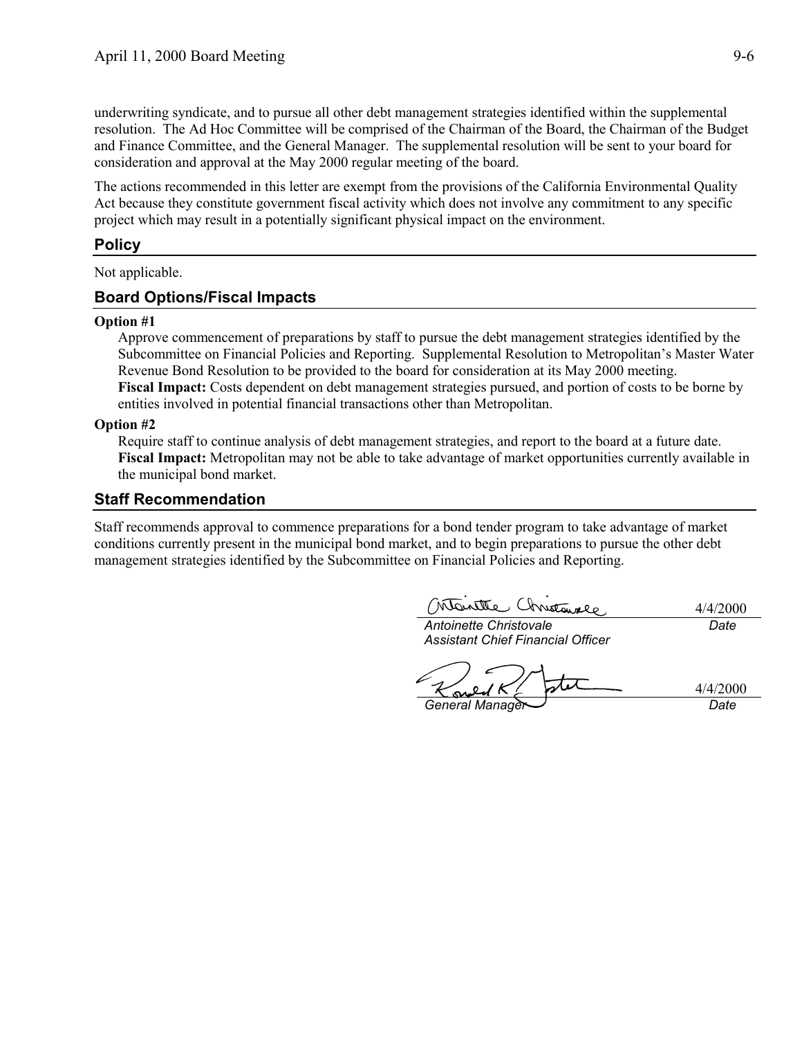underwriting syndicate, and to pursue all other debt management strategies identified within the supplemental resolution. The Ad Hoc Committee will be comprised of the Chairman of the Board, the Chairman of the Budget and Finance Committee, and the General Manager. The supplemental resolution will be sent to your board for consideration and approval at the May 2000 regular meeting of the board.

The actions recommended in this letter are exempt from the provisions of the California Environmental Quality Act because they constitute government fiscal activity which does not involve any commitment to any specific project which may result in a potentially significant physical impact on the environment.

## Policy

Not applicable.

## Board Options/Fiscal Impacts

**Option #1**

Approve commencement of preparations by staff to pursue the debt management strategies identified by the Subcommittee on Financial Policies and Reporting. Supplemental Resolution to Metropolitan's Master Water Revenue Bond Resolution to be provided to the board for consideration at its May 2000 meeting.
**Fiscal Impact:** Costs dependent on debt management strategies pursued, and portion of costs to be borne by entities involved in potential financial transactions other than Metropolitan.

**Option #2**

Require staff to continue analysis of debt management strategies, and report to the board at a future date.
**Fiscal Impact:** Metropolitan may not be able to take advantage of market opportunities currently available in the municipal bond market.

## Staff Recommendation

Staff recommends approval to commence preparations for a bond tender program to take advantage of market conditions currently present in the municipal bond market, and to begin preparations to pursue the other debt management strategies identified by the Subcommittee on Financial Policies and Reporting.

| | |
|---|---|
| *Antoinette Christovale* | 4/4/2000 |
| *Antoinette Christovale* | *Date* |
| *Assistant Chief Financial Officer* | |
| *Ronald R. Gastelum* | 4/4/2000 |
| *General Manager* | *Date* |